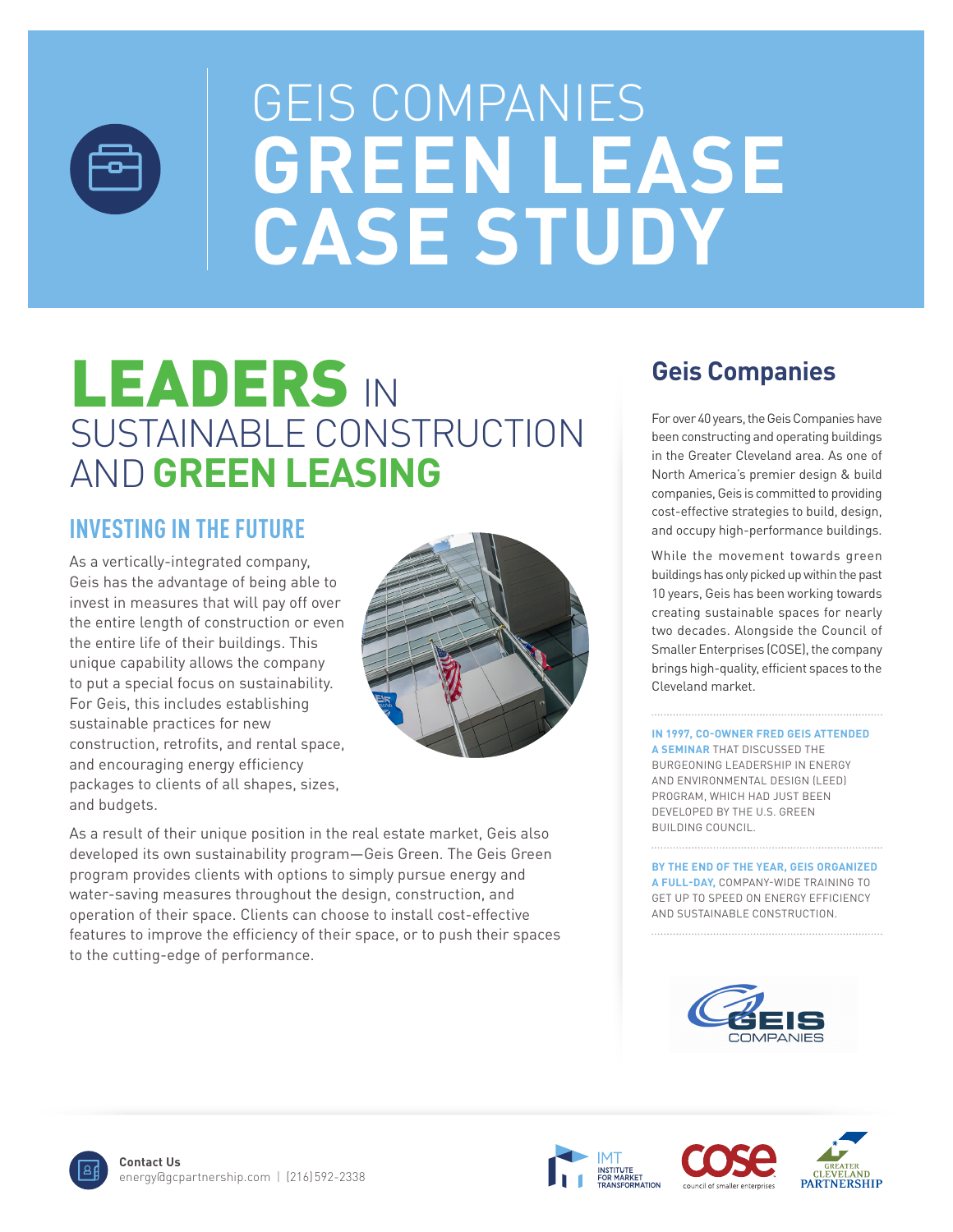# GEIS COMPANIES GREEN LEASE CASE STUDY

## LEADERS IN SUSTAINABLE CONSTRUCTION AND GREEN LEASING

### INVESTING IN THE FUTURE

As a vertically-integrated company, Geis has the advantage of being able to invest in measures that will pay off over the entire length of construction or even the entire life of their buildings. This unique capability allows the company to put a special focus on sustainability. For Geis, this includes establishing sustainable practices for new construction, retrofits, and rental space, and encouraging energy efficiency packages to clients of all shapes, sizes, and budgets.

As a result of their unique position in the real estate market, Geis also developed its own sustainability program—Geis Green. The Geis Green program provides clients with options to simply pursue energy and water-saving measures throughout the design, construction, and operation of their space. Clients can choose to install cost-effective features to improve the efficiency of their space, or to push their spaces to the cutting-edge of performance.

## Geis Companies

For over 40 years, the Geis Companies have been constructing and operating buildings in the Greater Cleveland area. As one of North America's premier design & build companies, Geis is committed to providing cost-effective strategies to build, design, and occupy high-performance buildings.

While the movement towards green buildings has only picked up within the past 10 years, Geis has been working towards creating sustainable spaces for nearly two decades. Alongside the Council of Smaller Enterprises (COSE), the company brings high-quality, efficient spaces to the Cleveland market.

**IN 1997, CO-OWNER FRED GEIS ATTENDED A SEMINAR** THAT DISCUSSED THE BURGEONING LEADERSHIP IN ENERGY AND ENVIRONMENTAL DESIGN (LEED) PROGRAM, WHICH HAD JUST BEEN DEVELOPED BY THE U.S. GREEN BUILDING COUNCIL.

**BY THE END OF THE YEAR, GEIS ORGANIZED A FULL-DAY,** COMPANY-WIDE TRAINING TO GET UP TO SPEED ON ENERGY EFFICIENCY AND SUSTAINABLE CONSTRUCTION.

**Contact Us**
energy@gcpartnership.com | (216)592-2338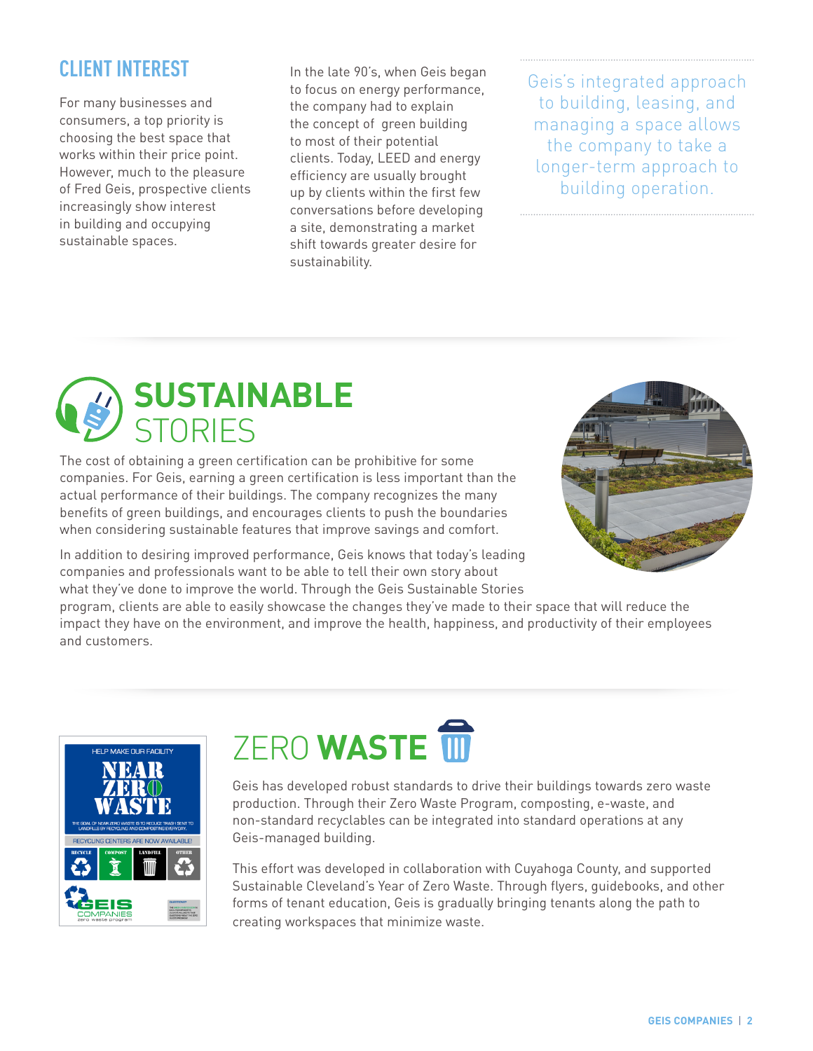## CLIENT INTEREST

For many businesses and consumers, a top priority is choosing the best space that works within their price point. However, much to the pleasure of Fred Geis, prospective clients increasingly show interest in building and occupying sustainable spaces.

In the late 90's, when Geis began to focus on energy performance, the company had to explain the concept of green building to most of their potential clients. Today, LEED and energy efficiency are usually brought up by clients within the first few conversations before developing a site, demonstrating a market shift towards greater desire for sustainability.

> Geis's integrated approach to building, leasing, and managing a space allows the company to take a longer-term approach to building operation.

## SUSTAINABLE STORIES

The cost of obtaining a green certification can be prohibitive for some companies. For Geis, earning a green certification is less important than the actual performance of their buildings. The company recognizes the many benefits of green buildings, and encourages clients to push the boundaries when considering sustainable features that improve savings and comfort.

In addition to desiring improved performance, Geis knows that today's leading companies and professionals want to be able to tell their own story about what they've done to improve the world. Through the Geis Sustainable Stories program, clients are able to easily showcase the changes they've made to their space that will reduce the impact they have on the environment, and improve the health, happiness, and productivity of their employees and customers.

## ZERO WASTE

Geis has developed robust standards to drive their buildings towards zero waste production. Through their Zero Waste Program, composting, e-waste, and non-standard recyclables can be integrated into standard operations at any Geis-managed building.

This effort was developed in collaboration with Cuyahoga County, and supported Sustainable Cleveland's Year of Zero Waste. Through flyers, guidebooks, and other forms of tenant education, Geis is gradually bringing tenants along the path to creating workspaces that minimize waste.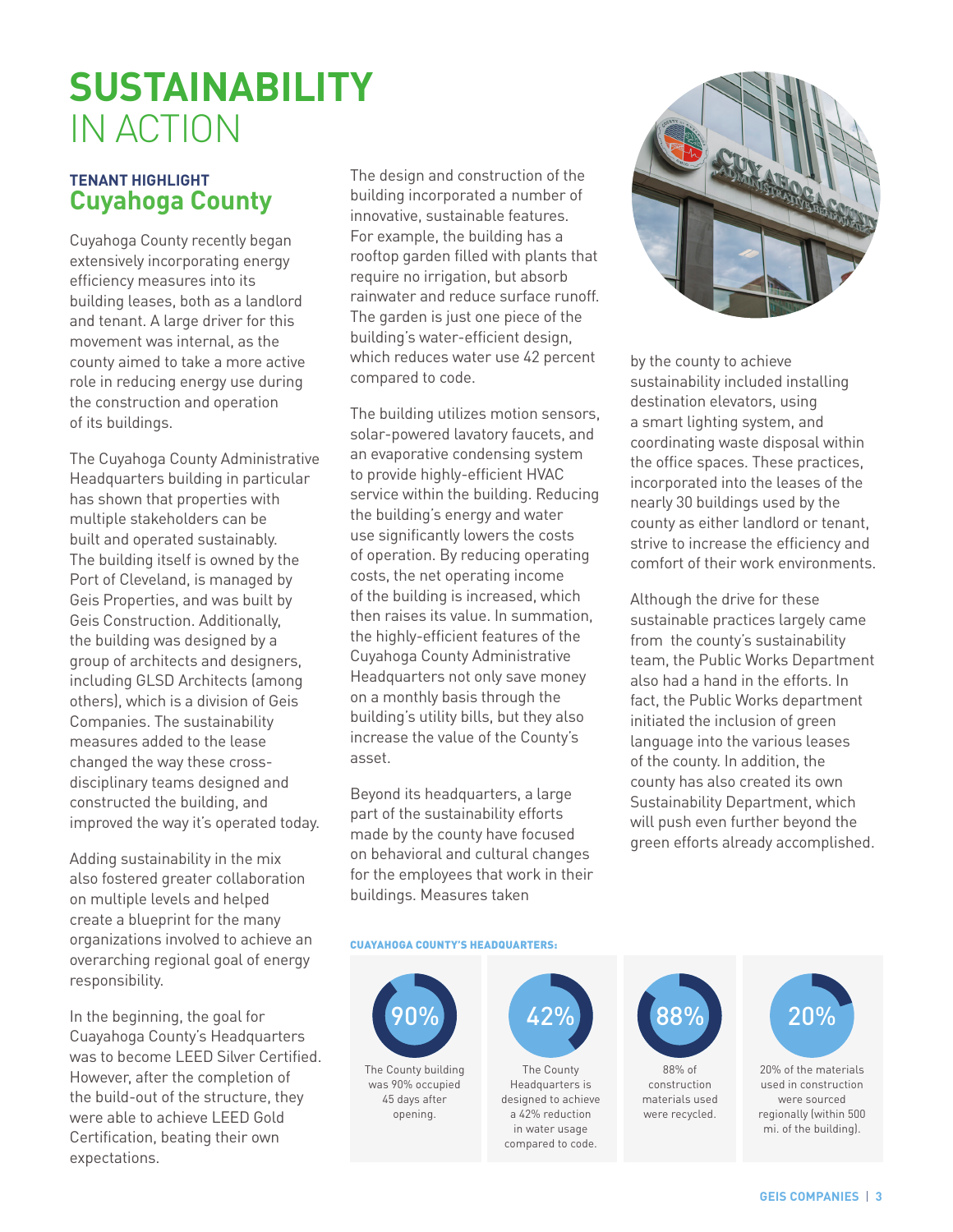# **SUSTAINABILITY** IN ACTION

## TENANT HIGHLIGHT
## Cuyahoga County

Cuyahoga County recently began extensively incorporating energy efficiency measures into its building leases, both as a landlord and tenant. A large driver for this movement was internal, as the county aimed to take a more active role in reducing energy use during the construction and operation of its buildings.

The Cuyahoga County Administrative Headquarters building in particular has shown that properties with multiple stakeholders can be built and operated sustainably. The building itself is owned by the Port of Cleveland, is managed by Geis Properties, and was built by Geis Construction. Additionally, the building was designed by a group of architects and designers, including GLSD Architects (among others), which is a division of Geis Companies. The sustainability measures added to the lease changed the way these cross-disciplinary teams designed and constructed the building, and improved the way it's operated today.

Adding sustainability in the mix also fostered greater collaboration on multiple levels and helped create a blueprint for the many organizations involved to achieve an overarching regional goal of energy responsibility.

In the beginning, the goal for Cuayahoga County's Headquarters was to become LEED Silver Certified. However, after the completion of the build-out of the structure, they were able to achieve LEED Gold Certification, beating their own expectations.

The design and construction of the building incorporated a number of innovative, sustainable features. For example, the building has a rooftop garden filled with plants that require no irrigation, but absorb rainwater and reduce surface runoff. The garden is just one piece of the building's water-efficient design, which reduces water use 42 percent compared to code.

The building utilizes motion sensors, solar-powered lavatory faucets, and an evaporative condensing system to provide highly-efficient HVAC service within the building. Reducing the building's energy and water use significantly lowers the costs of operation. By reducing operating costs, the net operating income of the building is increased, which then raises its value. In summation, the highly-efficient features of the Cuyahoga County Administrative Headquarters not only save money on a monthly basis through the building's utility bills, but they also increase the value of the County's asset.

Beyond its headquarters, a large part of the sustainability efforts made by the county have focused on behavioral and cultural changes for the employees that work in their buildings. Measures taken by the county to achieve sustainability included installing destination elevators, using a smart lighting system, and coordinating waste disposal within the office spaces. These practices, incorporated into the leases of the nearly 30 buildings used by the county as either landlord or tenant, strive to increase the efficiency and comfort of their work environments.

Although the drive for these sustainable practices largely came from the county's sustainability team, the Public Works Department also had a hand in the efforts. In fact, the Public Works department initiated the inclusion of green language into the various leases of the county. In addition, the county has also created its own Sustainability Department, which will push even further beyond the green efforts already accomplished.

**CUAYAHOGA COUNTY'S HEADQUARTERS:**

90%
The County building was 90% occupied 45 days after opening.

42%
The County Headquarters is designed to achieve a 42% reduction in water usage compared to code.

88%
88% of construction materials used were recycled.

20%
20% of the materials used in construction were sourced regionally (within 500 mi. of the building).